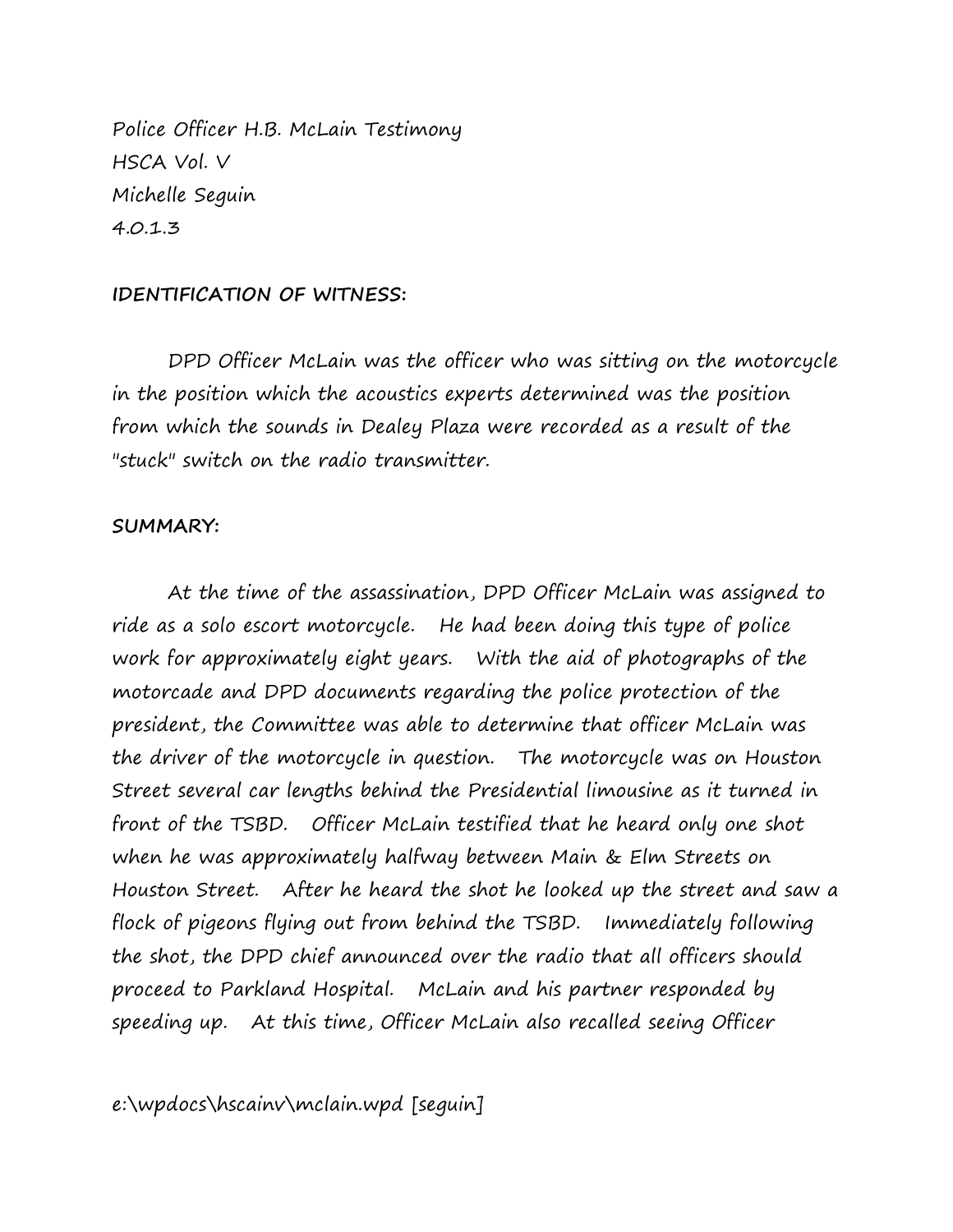Police Officer H.B. McLain Testimony
HSCA Vol. V
Michelle Seguin
4.0.1.3

**IDENTIFICATION OF WITNESS:**

DPD Officer McLain was the officer who was sitting on the motorcycle in the position which the acoustics experts determined was the position from which the sounds in Dealey Plaza were recorded as a result of the "stuck" switch on the radio transmitter.

**SUMMARY:**

At the time of the assassination, DPD Officer McLain was assigned to ride as a solo escort motorcycle. He had been doing this type of police work for approximately eight years. With the aid of photographs of the motorcade and DPD documents regarding the police protection of the president, the Committee was able to determine that officer McLain was the driver of the motorcycle in question. The motorcycle was on Houston Street several car lengths behind the Presidential limousine as it turned in front of the TSBD. Officer McLain testified that he heard only one shot when he was approximately halfway between Main & Elm Streets on Houston Street. After he heard the shot he looked up the street and saw a flock of pigeons flying out from behind the TSBD. Immediately following the shot, the DPD chief announced over the radio that all officers should proceed to Parkland Hospital. McLain and his partner responded by speeding up. At this time, Officer McLain also recalled seeing Officer

e:\wpdocs\hscainv\mclain.wpd [seguin]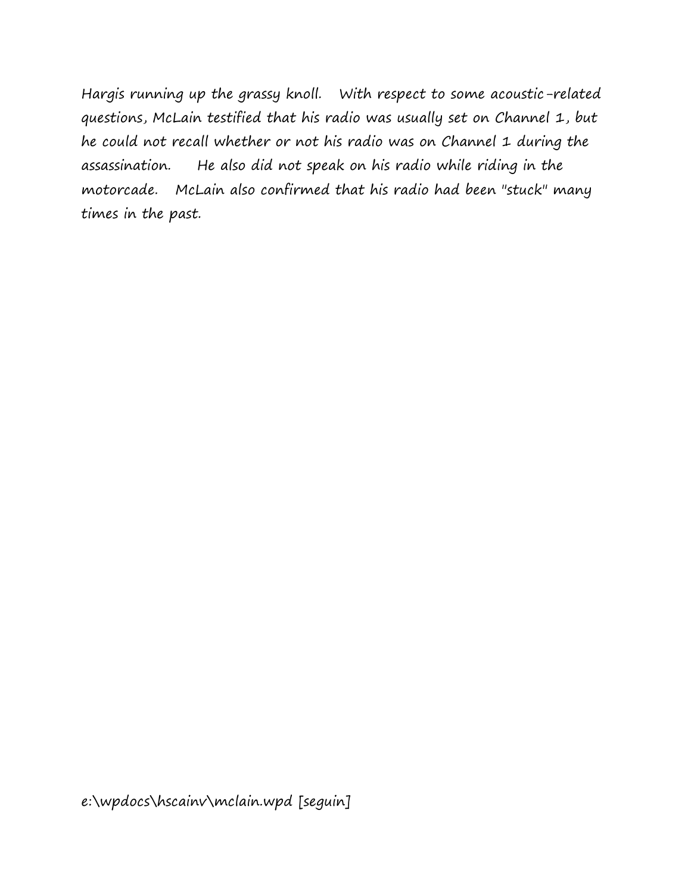Hargis running up the grassy knoll. With respect to some acoustic-related questions, McLain testified that his radio was usually set on Channel 1, but he could not recall whether or not his radio was on Channel 1 during the assassination. He also did not speak on his radio while riding in the motorcade. McLain also confirmed that his radio had been "stuck" many times in the past.

e:\wpdocs\hscainv\mclain.wpd [seguin]